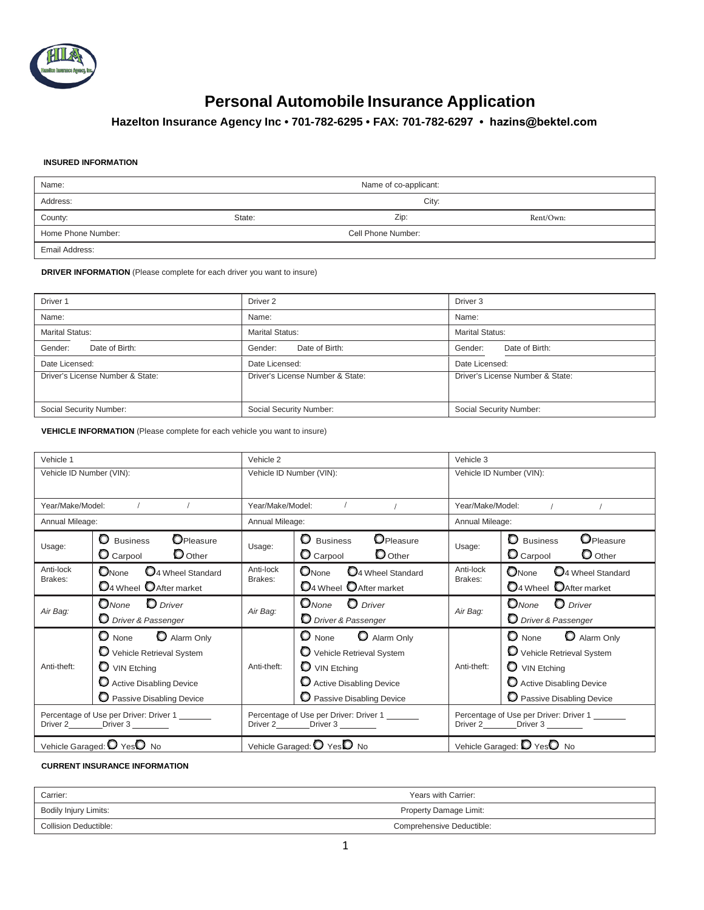# Personal Automobile Insurance Application

### Hazelton Insurance Agency Inc • 701-782-6295 • FAX: 701-782-6297 • hazins@bektel.com

**INSURED INFORMATION**

| | | | |
|---|---|---|---|
| Name: | | Name of co-applicant: | |
| Address: | | City: | |
| County: | State: | Zip: | Rent/Own: |
| Home Phone Number: | | Cell Phone Number: | |
| Email Address: | | | |

**DRIVER INFORMATION** (Please complete for each driver you want to insure)

| Driver 1 | Driver 2 | Driver 3 |
|---|---|---|
| Name: | Name: | Name: |
| Marital Status: | Marital Status: | Marital Status: |
| Gender: Date of Birth: | Gender: Date of Birth: | Gender: Date of Birth: |
| Date Licensed: | Date Licensed: | Date Licensed: |
| Driver's License Number & State: | Driver's License Number & State: | Driver's License Number & State: |
| Social Security Number: | Social Security Number: | Social Security Number: |

**VEHICLE INFORMATION** (Please complete for each vehicle you want to insure)

| Vehicle 1 | | Vehicle 2 | | Vehicle 3 | |
|---|---|---|---|---|---|
| Vehicle ID Number (VIN): | | Vehicle ID Number (VIN): | | Vehicle ID Number (VIN): | |
| Year/Make/Model: / / | | Year/Make/Model: / / | | Year/Make/Model: / / | |
| Annual Mileage: | | Annual Mileage: | | Annual Mileage: | |
| Usage: | ○ Business ○ Pleasure ○ Carpool ○ Other | Usage: | ○ Business ○ Pleasure ○ Carpool ○ Other | Usage: | ○ Business ○ Pleasure ○ Carpool ○ Other |
| Anti-lock Brakes: | ○ None ○ 4 Wheel Standard ○ 4 Wheel ○ After market | Anti-lock Brakes: | ○ None ○ 4 Wheel Standard ○ 4 Wheel ○ After market | Anti-lock Brakes: | ○ None ○ 4 Wheel Standard ○ 4 Wheel ○ After market |
| *Air Bag:* | *○ None ○ Driver ○ Driver & Passenger* | *Air Bag:* | *○ None ○ Driver ○ Driver & Passenger* | *Air Bag:* | *○ None ○ Driver ○ Driver & Passenger* |
| Anti-theft: | ○ None ○ Alarm Only ○ Vehicle Retrieval System ○ VIN Etching ○ Active Disabling Device ○ Passive Disabling Device | Anti-theft: | ○ None ○ Alarm Only ○ Vehicle Retrieval System ○ VIN Etching ○ Active Disabling Device ○ Passive Disabling Device | Anti-theft: | ○ None ○ Alarm Only ○ Vehicle Retrieval System ○ VIN Etching ○ Active Disabling Device ○ Passive Disabling Device |
| Percentage of Use per Driver: Driver 1 _______ Driver 2________Driver 3 ________ | | Percentage of Use per Driver: Driver 1 _______ Driver 2________Driver 3 ________ | | Percentage of Use per Driver: Driver 1 _______ Driver 2________Driver 3 ________ | |
| Vehicle Garaged: ○ Yes ○ No | | Vehicle Garaged: ○ Yes ○ No | | Vehicle Garaged: ○ Yes ○ No | |

**CURRENT INSURANCE INFORMATION**

| | |
|---|---|
| Carrier: | Years with Carrier: |
| Bodily Injury Limits: | Property Damage Limit: |
| Collision Deductible: | Comprehensive Deductible: |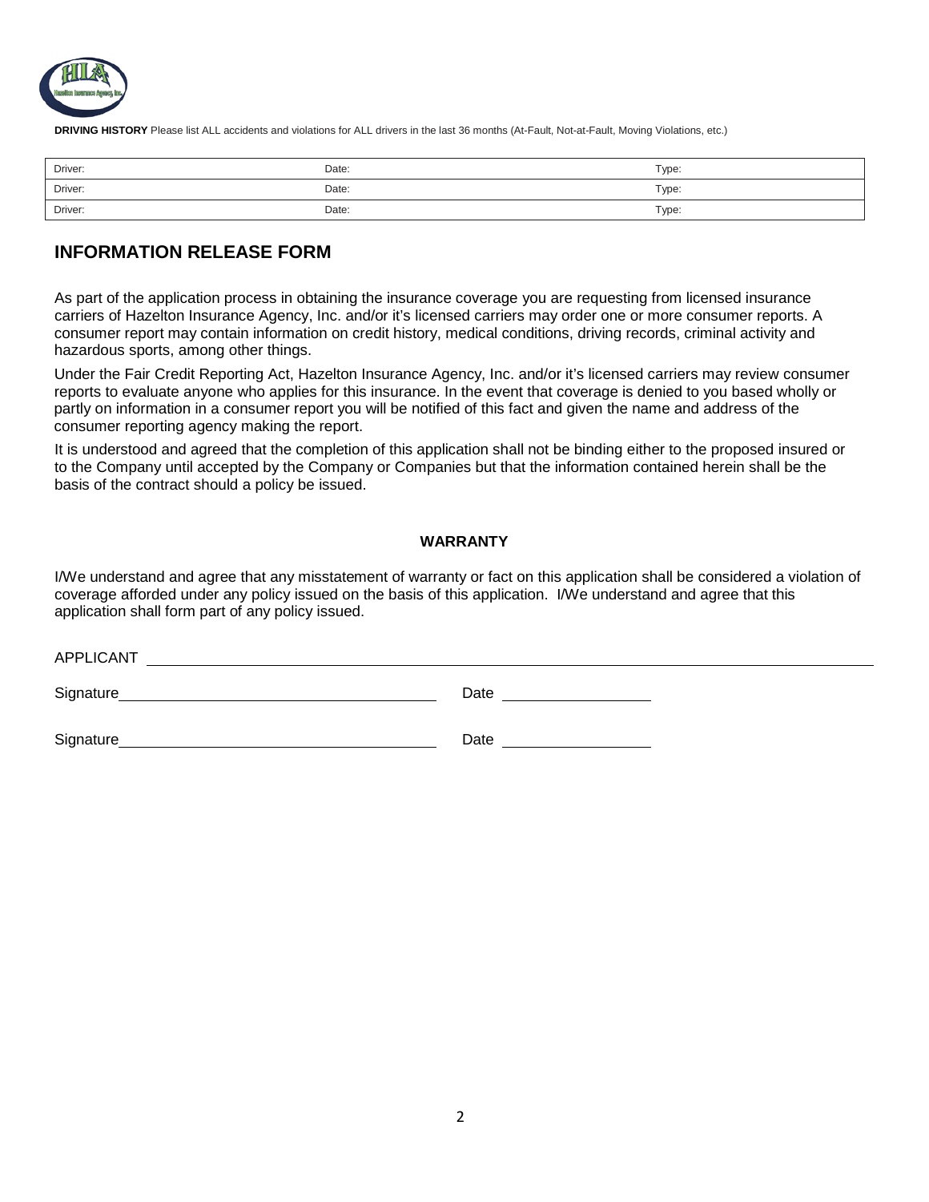**DRIVING HISTORY** Please list ALL accidents and violations for ALL drivers in the last 36 months (At-Fault, Not-at-Fault, Moving Violations, etc.)

| | | |
|---|---|---|
| Driver: | Date: | Type: |
| Driver: | Date: | Type: |
| Driver: | Date: | Type: |

## INFORMATION RELEASE FORM

As part of the application process in obtaining the insurance coverage you are requesting from licensed insurance carriers of Hazelton Insurance Agency, Inc. and/or it's licensed carriers may order one or more consumer reports. A consumer report may contain information on credit history, medical conditions, driving records, criminal activity and hazardous sports, among other things.

Under the Fair Credit Reporting Act, Hazelton Insurance Agency, Inc. and/or it's licensed carriers may review consumer reports to evaluate anyone who applies for this insurance. In the event that coverage is denied to you based wholly or partly on information in a consumer report you will be notified of this fact and given the name and address of the consumer reporting agency making the report.

It is understood and agreed that the completion of this application shall not be binding either to the proposed insured or to the Company until accepted by the Company or Companies but that the information contained herein shall be the basis of the contract should a policy be issued.

**WARRANTY**

I/We understand and agree that any misstatement of warranty or fact on this application shall be considered a violation of coverage afforded under any policy issued on the basis of this application. I/We understand and agree that this application shall form part of any policy issued.

APPLICANT ____________________________________________

Signature ______________________________ Date ______________

Signature ______________________________ Date ______________